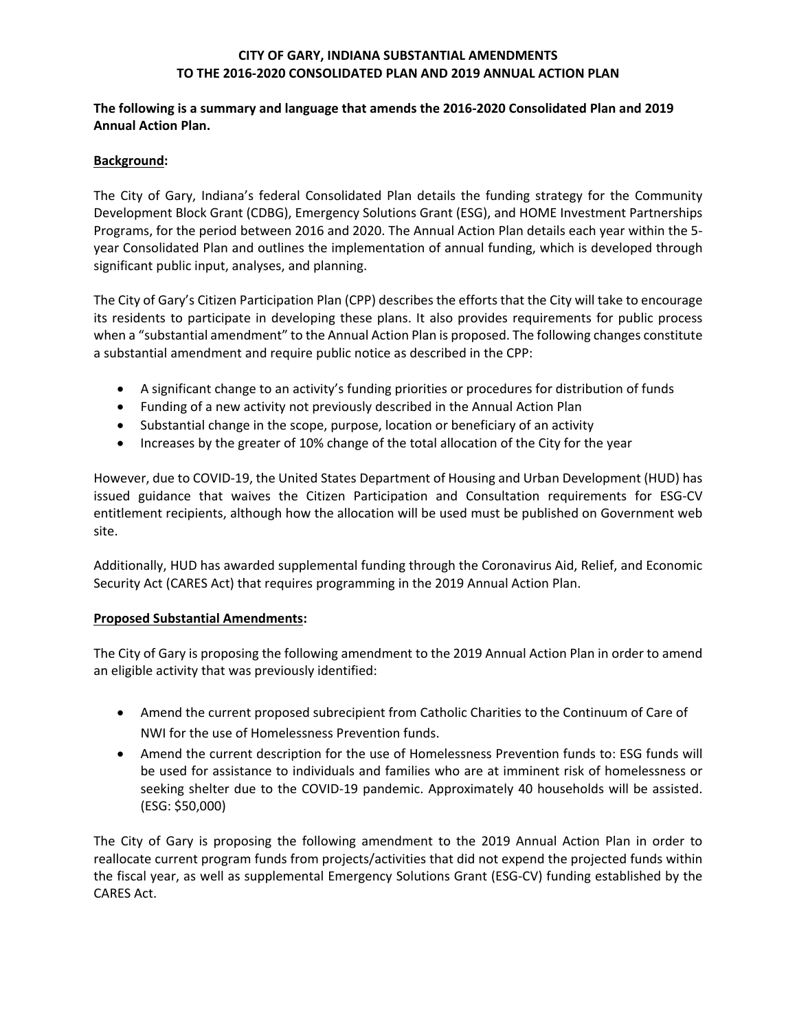# CITY OF GARY, INDIANA SUBSTANTIAL AMENDMENTS TO THE 2016-2020 CONSOLIDATED PLAN AND 2019 ANNUAL ACTION PLAN

**The following is a summary and language that amends the 2016-2020 Consolidated Plan and 2019 Annual Action Plan.**

**Background:**

The City of Gary, Indiana's federal Consolidated Plan details the funding strategy for the Community Development Block Grant (CDBG), Emergency Solutions Grant (ESG), and HOME Investment Partnerships Programs, for the period between 2016 and 2020. The Annual Action Plan details each year within the 5-year Consolidated Plan and outlines the implementation of annual funding, which is developed through significant public input, analyses, and planning.

The City of Gary's Citizen Participation Plan (CPP) describes the efforts that the City will take to encourage its residents to participate in developing these plans. It also provides requirements for public process when a "substantial amendment" to the Annual Action Plan is proposed. The following changes constitute a substantial amendment and require public notice as described in the CPP:

- A significant change to an activity's funding priorities or procedures for distribution of funds
- Funding of a new activity not previously described in the Annual Action Plan
- Substantial change in the scope, purpose, location or beneficiary of an activity
- Increases by the greater of 10% change of the total allocation of the City for the year

However, due to COVID-19, the United States Department of Housing and Urban Development (HUD) has issued guidance that waives the Citizen Participation and Consultation requirements for ESG-CV entitlement recipients, although how the allocation will be used must be published on Government web site.

Additionally, HUD has awarded supplemental funding through the Coronavirus Aid, Relief, and Economic Security Act (CARES Act) that requires programming in the 2019 Annual Action Plan.

**Proposed Substantial Amendments:**

The City of Gary is proposing the following amendment to the 2019 Annual Action Plan in order to amend an eligible activity that was previously identified:

- Amend the current proposed subrecipient from Catholic Charities to the Continuum of Care of NWI for the use of Homelessness Prevention funds.
- Amend the current description for the use of Homelessness Prevention funds to: ESG funds will be used for assistance to individuals and families who are at imminent risk of homelessness or seeking shelter due to the COVID-19 pandemic. Approximately 40 households will be assisted. (ESG: $50,000)

The City of Gary is proposing the following amendment to the 2019 Annual Action Plan in order to reallocate current program funds from projects/activities that did not expend the projected funds within the fiscal year, as well as supplemental Emergency Solutions Grant (ESG-CV) funding established by the CARES Act.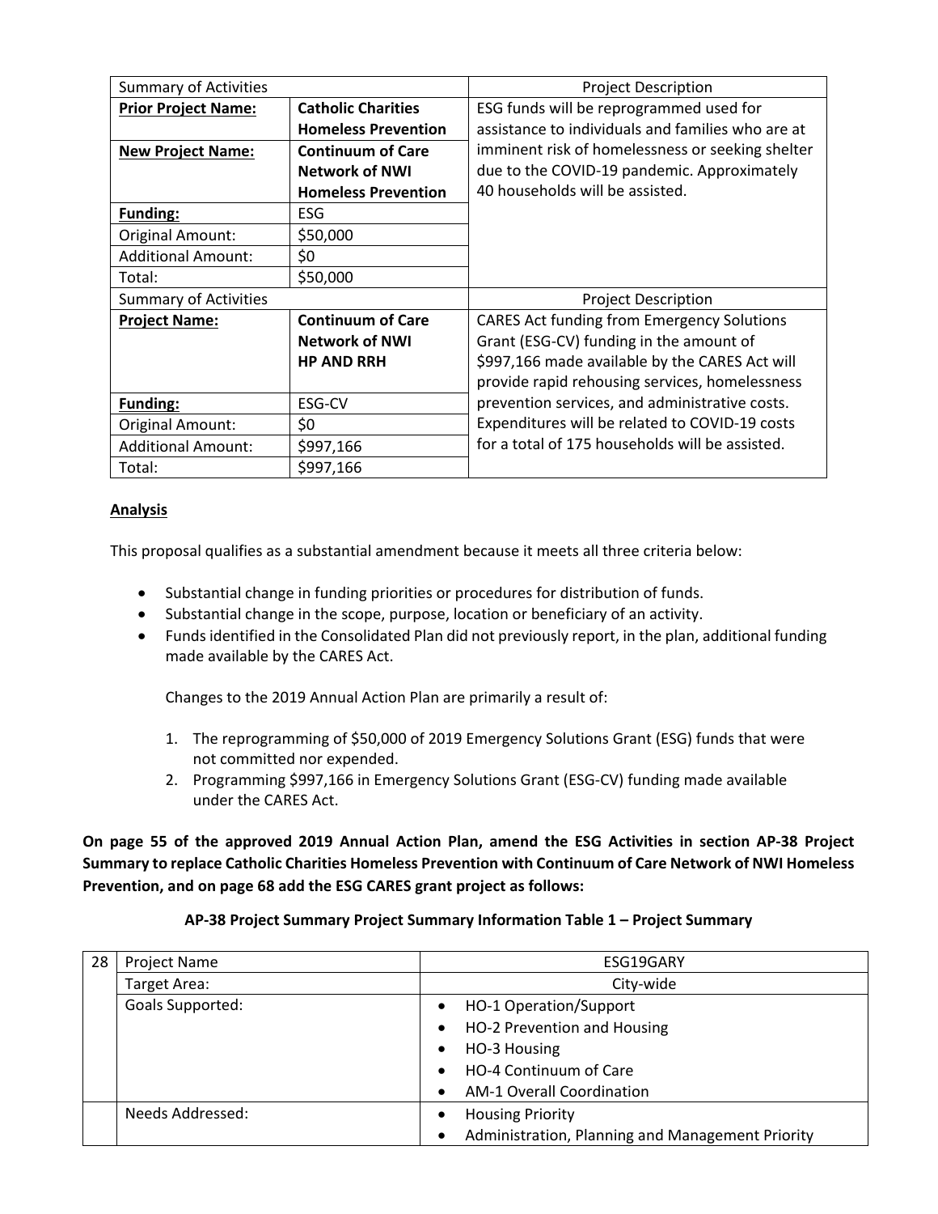| Summary of Activities | | Project Description |
|---|---|---|
| **Prior Project Name:** | **Catholic Charities Homeless Prevention** | ESG funds will be reprogrammed used for assistance to individuals and families who are at imminent risk of homelessness or seeking shelter due to the COVID-19 pandemic. Approximately 40 households will be assisted. |
| **New Project Name:** | **Continuum of Care Network of NWI Homeless Prevention** | |
| **Funding:** | ESG | |
| Original Amount: | $50,000 | |
| Additional Amount: | $0 | |
| Total: | $50,000 | |

| Summary of Activities | | Project Description |
|---|---|---|
| **Project Name:** | **Continuum of Care Network of NWI HP AND RRH** | CARES Act funding from Emergency Solutions Grant (ESG-CV) funding in the amount of $997,166 made available by the CARES Act will provide rapid rehousing services, homelessness prevention services, and administrative costs. Expenditures will be related to COVID-19 costs for a total of 175 households will be assisted. |
| **Funding:** | ESG-CV | |
| Original Amount: | $0 | |
| Additional Amount: | $997,166 | |
| Total: | $997,166 | |

**Analysis**

This proposal qualifies as a substantial amendment because it meets all three criteria below:

- Substantial change in funding priorities or procedures for distribution of funds.
- Substantial change in the scope, purpose, location or beneficiary of an activity.
- Funds identified in the Consolidated Plan did not previously report, in the plan, additional funding made available by the CARES Act.

Changes to the 2019 Annual Action Plan are primarily a result of:

1. The reprogramming of $50,000 of 2019 Emergency Solutions Grant (ESG) funds that were not committed nor expended.
2. Programming $997,166 in Emergency Solutions Grant (ESG-CV) funding made available under the CARES Act.

**On page 55 of the approved 2019 Annual Action Plan, amend the ESG Activities in section AP-38 Project Summary to replace Catholic Charities Homeless Prevention with Continuum of Care Network of NWI Homeless Prevention, and on page 68 add the ESG CARES grant project as follows:**

**AP-38 Project Summary Project Summary Information Table 1 – Project Summary**

| 28 | Project Name | ESG19GARY |
|---|---|---|
| | Target Area: | City-wide |
| | Goals Supported: | • HO-1 Operation/Support<br>• HO-2 Prevention and Housing<br>• HO-3 Housing<br>• HO-4 Continuum of Care<br>• AM-1 Overall Coordination |
| | Needs Addressed: | • Housing Priority<br>• Administration, Planning and Management Priority |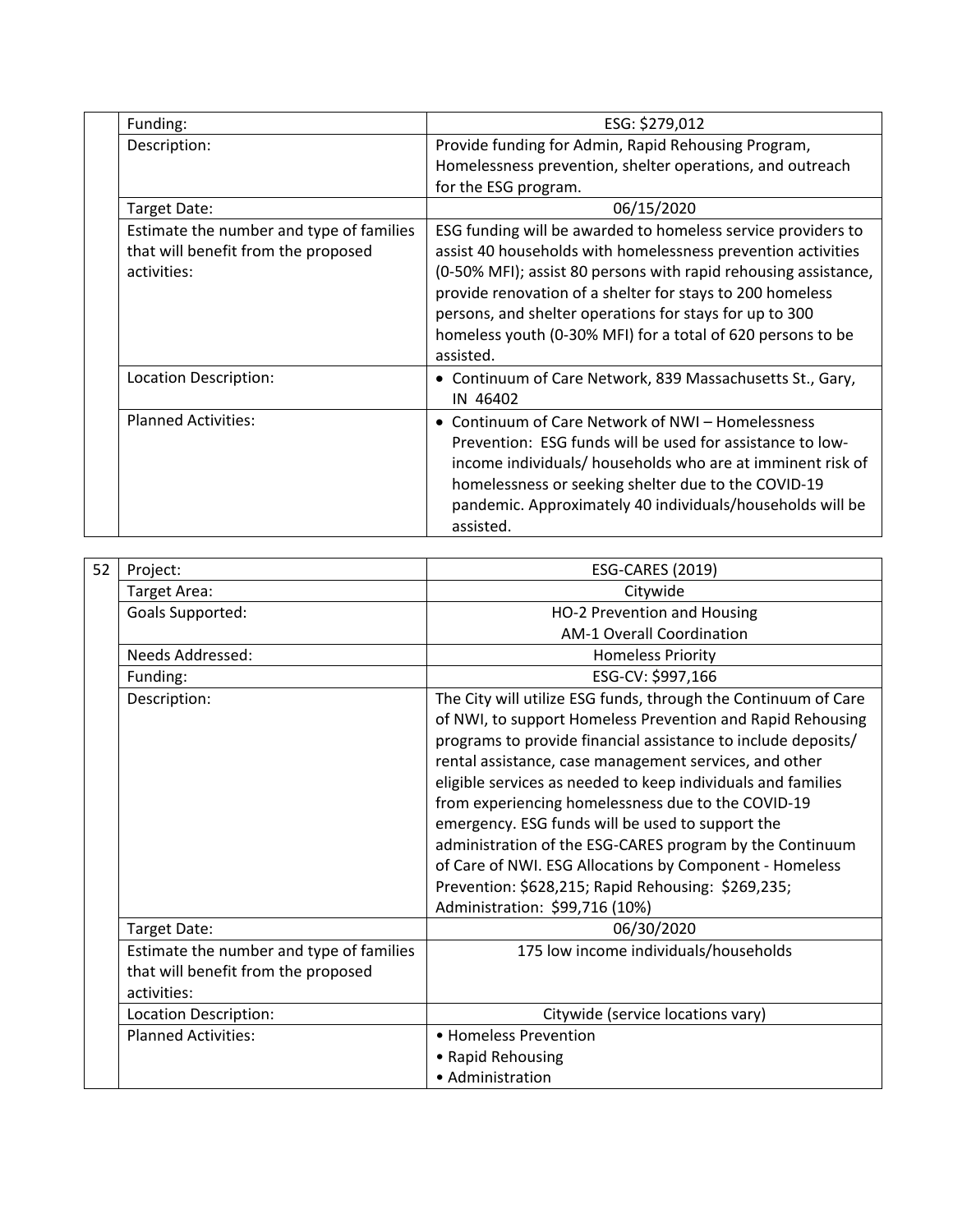| | | |
|---|---|---|
| | Funding: | ESG: $279,012 |
| | Description: | Provide funding for Admin, Rapid Rehousing Program, Homelessness prevention, shelter operations, and outreach for the ESG program. |
| | Target Date: | 06/15/2020 |
| | Estimate the number and type of families that will benefit from the proposed activities: | ESG funding will be awarded to homeless service providers to assist 40 households with homelessness prevention activities (0-50% MFI); assist 80 persons with rapid rehousing assistance, provide renovation of a shelter for stays to 200 homeless persons, and shelter operations for stays for up to 300 homeless youth (0-30% MFI) for a total of 620 persons to be assisted. |
| | Location Description: | • Continuum of Care Network, 839 Massachusetts St., Gary, IN 46402 |
| | Planned Activities: | • Continuum of Care Network of NWI – Homelessness Prevention: ESG funds will be used for assistance to low-income individuals/ households who are at imminent risk of homelessness or seeking shelter due to the COVID-19 pandemic. Approximately 40 individuals/households will be assisted. |

| | | |
|---|---|---|
| 52 | Project: | ESG-CARES (2019) |
| | Target Area: | Citywide |
| | Goals Supported: | HO-2 Prevention and Housing<br>AM-1 Overall Coordination |
| | Needs Addressed: | Homeless Priority |
| | Funding: | ESG-CV: $997,166 |
| | Description: | The City will utilize ESG funds, through the Continuum of Care of NWI, to support Homeless Prevention and Rapid Rehousing programs to provide financial assistance to include deposits/ rental assistance, case management services, and other eligible services as needed to keep individuals and families from experiencing homelessness due to the COVID-19 emergency. ESG funds will be used to support the administration of the ESG-CARES program by the Continuum of Care of NWI. ESG Allocations by Component - Homeless Prevention: $628,215; Rapid Rehousing: $269,235; Administration: $99,716 (10%) |
| | Target Date: | 06/30/2020 |
| | Estimate the number and type of families that will benefit from the proposed activities: | 175 low income individuals/households |
| | Location Description: | Citywide (service locations vary) |
| | Planned Activities: | • Homeless Prevention<br>• Rapid Rehousing<br>• Administration |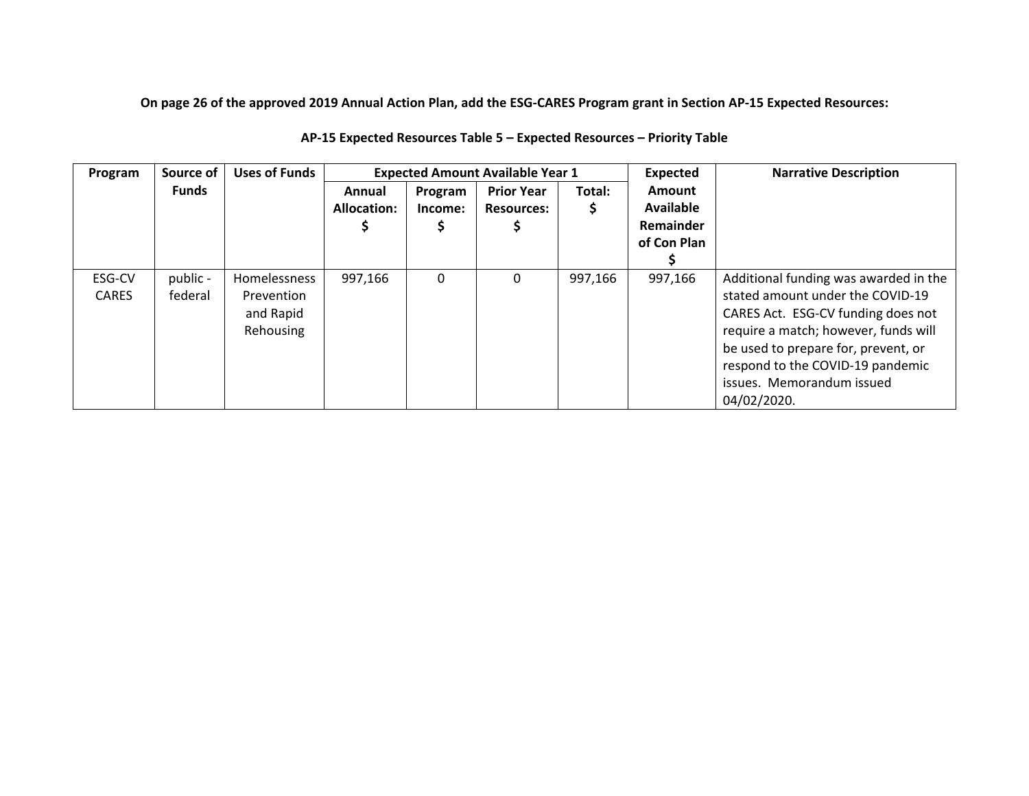**On page 26 of the approved 2019 Annual Action Plan, add the ESG-CARES Program grant in Section AP-15 Expected Resources:**

**AP-15 Expected Resources Table 5 – Expected Resources – Priority Table**

| Program | Source of Funds | Uses of Funds | Expected Amount Available Year 1 | | | | Expected Amount Available Remainder of Con Plan $ | Narrative Description |
|---|---|---|---|---|---|---|---|---|
| | | | Annual Allocation: $ | Program Income: $ | Prior Year Resources: $ | Total: $ | | |
| ESG-CV CARES | public - federal | Homelessness Prevention and Rapid Rehousing | 997,166 | 0 | 0 | 997,166 | 997,166 | Additional funding was awarded in the stated amount under the COVID-19 CARES Act. ESG-CV funding does not require a match; however, funds will be used to prepare for, prevent, or respond to the COVID-19 pandemic issues. Memorandum issued 04/02/2020. |